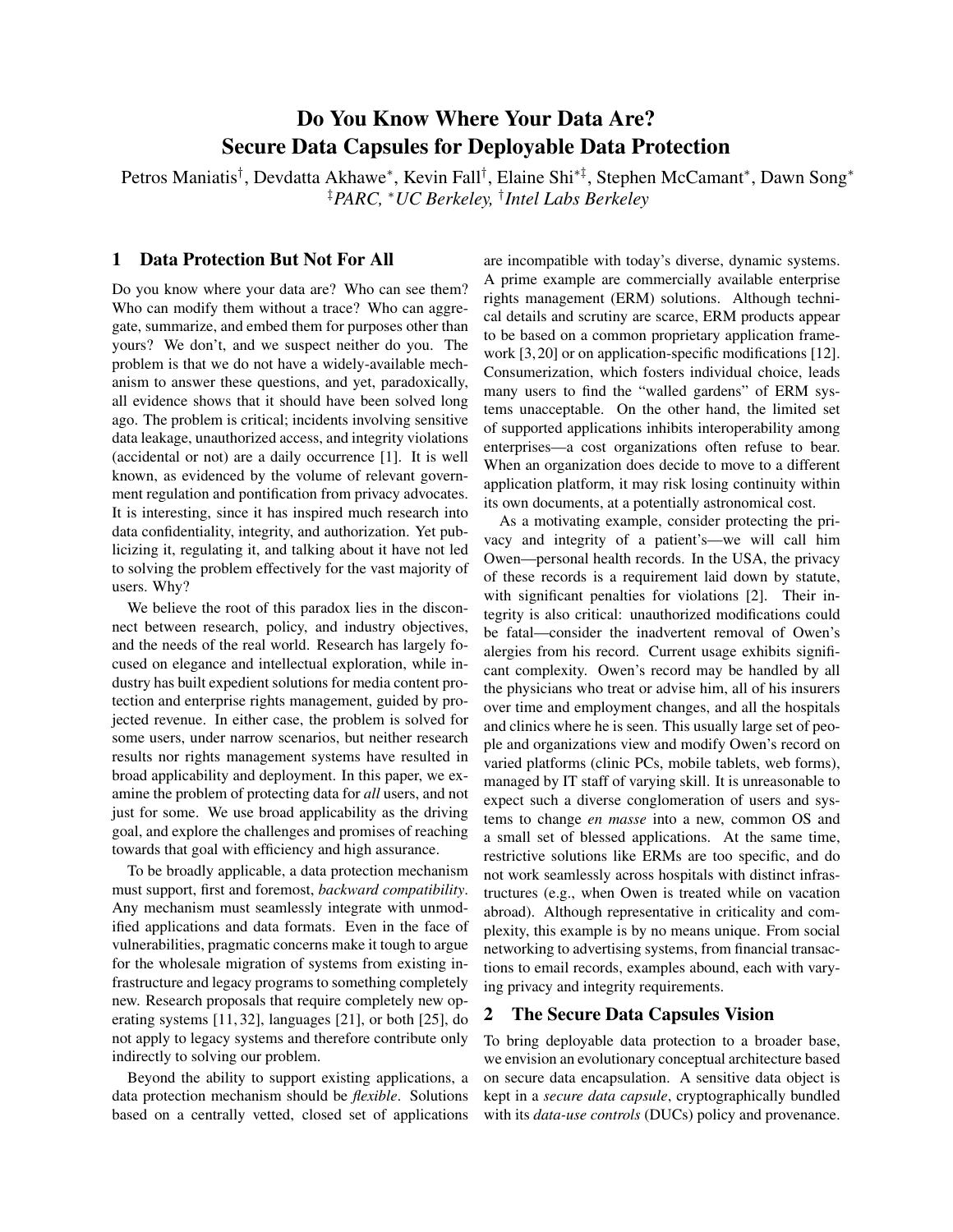# Do You Know Where Your Data Are? Secure Data Capsules for Deployable Data Protection

Petros Maniatis[†], Devdatta Akhawe[*], Kevin Fall[†], Elaine Shi[*‡], Stephen McCamant[*], Dawn Song[*]

[‡]*PARC,* [*]*UC Berkeley,* [†]*Intel Labs Berkeley*

## 1 Data Protection But Not For All

Do you know where your data are? Who can see them? Who can modify them without a trace? Who can aggregate, summarize, and embed them for purposes other than yours? We don't, and we suspect neither do you. The problem is that we do not have a widely-available mechanism to answer these questions, and yet, paradoxically, all evidence shows that it should have been solved long ago. The problem is critical; incidents involving sensitive data leakage, unauthorized access, and integrity violations (accidental or not) are a daily occurrence [1]. It is well known, as evidenced by the volume of relevant government regulation and pontification from privacy advocates. It is interesting, since it has inspired much research into data confidentiality, integrity, and authorization. Yet publicizing it, regulating it, and talking about it have not led to solving the problem effectively for the vast majority of users. Why?

We believe the root of this paradox lies in the disconnect between research, policy, and industry objectives, and the needs of the real world. Research has largely focused on elegance and intellectual exploration, while industry has built expedient solutions for media content protection and enterprise rights management, guided by projected revenue. In either case, the problem is solved for some users, under narrow scenarios, but neither research results nor rights management systems have resulted in broad applicability and deployment. In this paper, we examine the problem of protecting data for *all* users, and not just for some. We use broad applicability as the driving goal, and explore the challenges and promises of reaching towards that goal with efficiency and high assurance.

To be broadly applicable, a data protection mechanism must support, first and foremost, *backward compatibility*. Any mechanism must seamlessly integrate with unmodified applications and data formats. Even in the face of vulnerabilities, pragmatic concerns make it tough to argue for the wholesale migration of systems from existing infrastructure and legacy programs to something completely new. Research proposals that require completely new operating systems [11, 32], languages [21], or both [25], do not apply to legacy systems and therefore contribute only indirectly to solving our problem.

Beyond the ability to support existing applications, a data protection mechanism should be *flexible*. Solutions based on a centrally vetted, closed set of applications are incompatible with today's diverse, dynamic systems. A prime example are commercially available enterprise rights management (ERM) solutions. Although technical details and scrutiny are scarce, ERM products appear to be based on a common proprietary application framework [3, 20] or on application-specific modifications [12]. Consumerization, which fosters individual choice, leads many users to find the "walled gardens" of ERM systems unacceptable. On the other hand, the limited set of supported applications inhibits interoperability among enterprises—a cost organizations often refuse to bear. When an organization does decide to move to a different application platform, it may risk losing continuity within its own documents, at a potentially astronomical cost.

As a motivating example, consider protecting the privacy and integrity of a patient's—we will call him Owen—personal health records. In the USA, the privacy of these records is a requirement laid down by statute, with significant penalties for violations [2]. Their integrity is also critical: unauthorized modifications could be fatal—consider the inadvertent removal of Owen's alergies from his record. Current usage exhibits significant complexity. Owen's record may be handled by all the physicians who treat or advise him, all of his insurers over time and employment changes, and all the hospitals and clinics where he is seen. This usually large set of people and organizations view and modify Owen's record on varied platforms (clinic PCs, mobile tablets, web forms), managed by IT staff of varying skill. It is unreasonable to expect such a diverse conglomeration of users and systems to change *en masse* into a new, common OS and a small set of blessed applications. At the same time, restrictive solutions like ERMs are too specific, and do not work seamlessly across hospitals with distinct infrastructures (e.g., when Owen is treated while on vacation abroad). Although representative in criticality and complexity, this example is by no means unique. From social networking to advertising systems, from financial transactions to email records, examples abound, each with varying privacy and integrity requirements.

## 2 The Secure Data Capsules Vision

To bring deployable data protection to a broader base, we envision an evolutionary conceptual architecture based on secure data encapsulation. A sensitive data object is kept in a *secure data capsule*, cryptographically bundled with its *data-use controls* (DUCs) policy and provenance.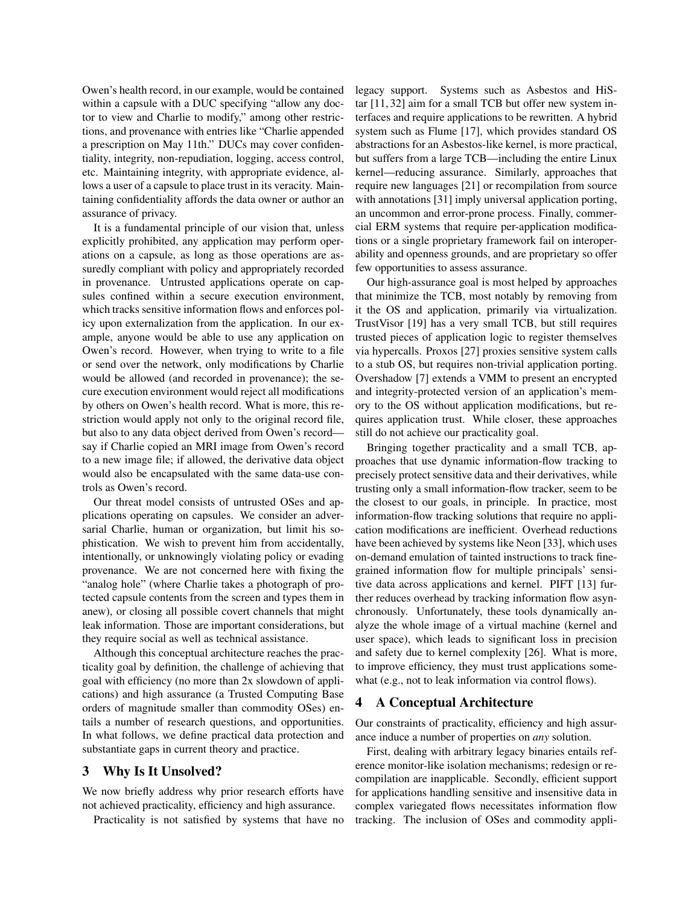Owen's health record, in our example, would be contained within a capsule with a DUC specifying "allow any doctor to view and Charlie to modify," among other restrictions, and provenance with entries like "Charlie appended a prescription on May 11th." DUCs may cover confidentiality, integrity, non-repudiation, logging, access control, etc. Maintaining integrity, with appropriate evidence, allows a user of a capsule to place trust in its veracity. Maintaining confidentiality affords the data owner or author an assurance of privacy.

It is a fundamental principle of our vision that, unless explicitly prohibited, any application may perform operations on a capsule, as long as those operations are assuredly compliant with policy and appropriately recorded in provenance. Untrusted applications operate on capsules confined within a secure execution environment, which tracks sensitive information flows and enforces policy upon externalization from the application. In our example, anyone would be able to use any application on Owen's record. However, when trying to write to a file or send over the network, only modifications by Charlie would be allowed (and recorded in provenance); the secure execution environment would reject all modifications by others on Owen's health record. What is more, this restriction would apply not only to the original record file, but also to any data object derived from Owen's record—say if Charlie copied an MRI image from Owen's record to a new image file; if allowed, the derivative data object would also be encapsulated with the same data-use controls as Owen's record.

Our threat model consists of untrusted OSes and applications operating on capsules. We consider an adversarial Charlie, human or organization, but limit his sophistication. We wish to prevent him from accidentally, intentionally, or unknowingly violating policy or evading provenance. We are not concerned here with fixing the "analog hole" (where Charlie takes a photograph of protected capsule contents from the screen and types them in anew), or closing all possible covert channels that might leak information. Those are important considerations, but they require social as well as technical assistance.

Although this conceptual architecture reaches the practicality goal by definition, the challenge of achieving that goal with efficiency (no more than 2x slowdown of applications) and high assurance (a Trusted Computing Base orders of magnitude smaller than commodity OSes) entails a number of research questions, and opportunities. In what follows, we define practical data protection and substantiate gaps in current theory and practice.

## 3 Why Is It Unsolved?

We now briefly address why prior research efforts have not achieved practicality, efficiency and high assurance.

Practicality is not satisfied by systems that have no legacy support. Systems such as Asbestos and HiStar [11, 32] aim for a small TCB but offer new system interfaces and require applications to be rewritten. A hybrid system such as Flume [17], which provides standard OS abstractions for an Asbestos-like kernel, is more practical, but suffers from a large TCB—including the entire Linux kernel—reducing assurance. Similarly, approaches that require new languages [21] or recompilation from source with annotations [31] imply universal application porting, an uncommon and error-prone process. Finally, commercial ERM systems that require per-application modifications or a single proprietary framework fail on interoperability and openness grounds, and are proprietary so offer few opportunities to assess assurance.

Our high-assurance goal is most helped by approaches that minimize the TCB, most notably by removing from it the OS and application, primarily via virtualization. TrustVisor [19] has a very small TCB, but still requires trusted pieces of application logic to register themselves via hypercalls. Proxos [27] proxies sensitive system calls to a stub OS, but requires non-trivial application porting. Overshadow [7] extends a VMM to present an encrypted and integrity-protected version of an application's memory to the OS without application modifications, but requires application trust. While closer, these approaches still do not achieve our practicality goal.

Bringing together practicality and a small TCB, approaches that use dynamic information-flow tracking to precisely protect sensitive data and their derivatives, while trusting only a small information-flow tracker, seem to be the closest to our goals, in principle. In practice, most information-flow tracking solutions that require no application modifications are inefficient. Overhead reductions have been achieved by systems like Neon [33], which uses on-demand emulation of tainted instructions to track fine-grained information flow for multiple principals' sensitive data across applications and kernel. PIFT [13] further reduces overhead by tracking information flow asynchronously. Unfortunately, these tools dynamically analyze the whole image of a virtual machine (kernel and user space), which leads to significant loss in precision and safety due to kernel complexity [26]. What is more, to improve efficiency, they must trust applications somewhat (e.g., not to leak information via control flows).

## 4 A Conceptual Architecture

Our constraints of practicality, efficiency and high assurance induce a number of properties on *any* solution.

First, dealing with arbitrary legacy binaries entails reference monitor-like isolation mechanisms; redesign or recompilation are inapplicable. Secondly, efficient support for applications handling sensitive and insensitive data in complex variegated flows necessitates information flow tracking. The inclusion of OSes and commodity appli-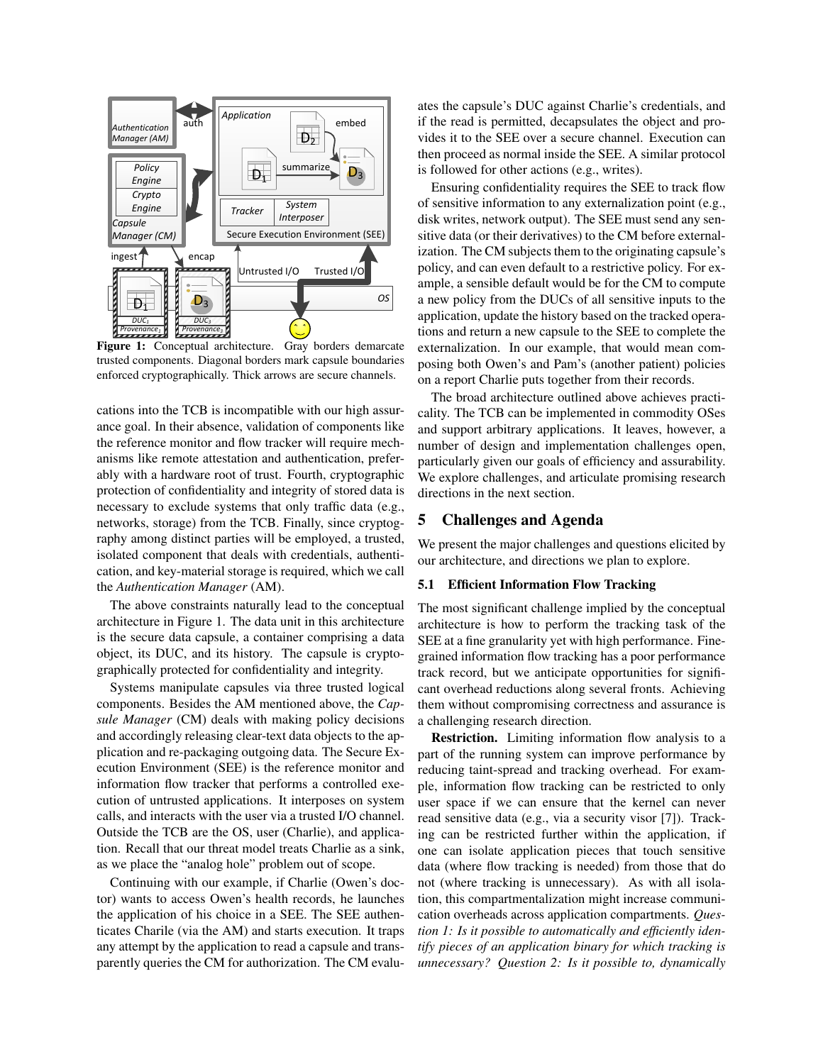Figure 1: Conceptual architecture. Gray borders demarcate trusted components. Diagonal borders mark capsule boundaries enforced cryptographically. Thick arrows are secure channels.

cations into the TCB is incompatible with our high assurance goal. In their absence, validation of components like the reference monitor and flow tracker will require mechanisms like remote attestation and authentication, preferably with a hardware root of trust. Fourth, cryptographic protection of confidentiality and integrity of stored data is necessary to exclude systems that only traffic data (e.g., networks, storage) from the TCB. Finally, since cryptography among distinct parties will be employed, a trusted, isolated component that deals with credentials, authentication, and key-material storage is required, which we call the *Authentication Manager* (AM).

The above constraints naturally lead to the conceptual architecture in Figure 1. The data unit in this architecture is the secure data capsule, a container comprising a data object, its DUC, and its history. The capsule is cryptographically protected for confidentiality and integrity.

Systems manipulate capsules via three trusted logical components. Besides the AM mentioned above, the *Capsule Manager* (CM) deals with making policy decisions and accordingly releasing clear-text data objects to the application and re-packaging outgoing data. The Secure Execution Environment (SEE) is the reference monitor and information flow tracker that performs a controlled execution of untrusted applications. It interposes on system calls, and interacts with the user via a trusted I/O channel. Outside the TCB are the OS, user (Charlie), and application. Recall that our threat model treats Charlie as a sink, as we place the "analog hole" problem out of scope.

Continuing with our example, if Charlie (Owen's doctor) wants to access Owen's health records, he launches the application of his choice in a SEE. The SEE authenticates Charile (via the AM) and starts execution. It traps any attempt by the application to read a capsule and transparently queries the CM for authorization. The CM evaluates the capsule's DUC against Charlie's credentials, and if the read is permitted, decapsulates the object and provides it to the SEE over a secure channel. Execution can then proceed as normal inside the SEE. A similar protocol is followed for other actions (e.g., writes).

Ensuring confidentiality requires the SEE to track flow of sensitive information to any externalization point (e.g., disk writes, network output). The SEE must send any sensitive data (or their derivatives) to the CM before externalization. The CM subjects them to the originating capsule's policy, and can even default to a restrictive policy. For example, a sensible default would be for the CM to compute a new policy from the DUCs of all sensitive inputs to the application, update the history based on the tracked operations and return a new capsule to the SEE to complete the externalization. In our example, that would mean composing both Owen's and Pam's (another patient) policies on a report Charlie puts together from their records.

The broad architecture outlined above achieves practicality. The TCB can be implemented in commodity OSes and support arbitrary applications. It leaves, however, a number of design and implementation challenges open, particularly given our goals of efficiency and assurability. We explore challenges, and articulate promising research directions in the next section.

# 5 Challenges and Agenda

We present the major challenges and questions elicited by our architecture, and directions we plan to explore.

## 5.1 Efficient Information Flow Tracking

The most significant challenge implied by the conceptual architecture is how to perform the tracking task of the SEE at a fine granularity yet with high performance. Fine-grained information flow tracking has a poor performance track record, but we anticipate opportunities for significant overhead reductions along several fronts. Achieving them without compromising correctness and assurance is a challenging research direction.

**Restriction.** Limiting information flow analysis to a part of the running system can improve performance by reducing taint-spread and tracking overhead. For example, information flow tracking can be restricted to only user space if we can ensure that the kernel can never read sensitive data (e.g., via a security visor [7]). Tracking can be restricted further within the application, if one can isolate application pieces that touch sensitive data (where flow tracking is needed) from those that do not (where tracking is unnecessary). As with all isolation, this compartmentalization might increase communication overheads across application compartments. *Question 1: Is it possible to automatically and efficiently identify pieces of an application binary for which tracking is unnecessary? Question 2: Is it possible to, dynamically*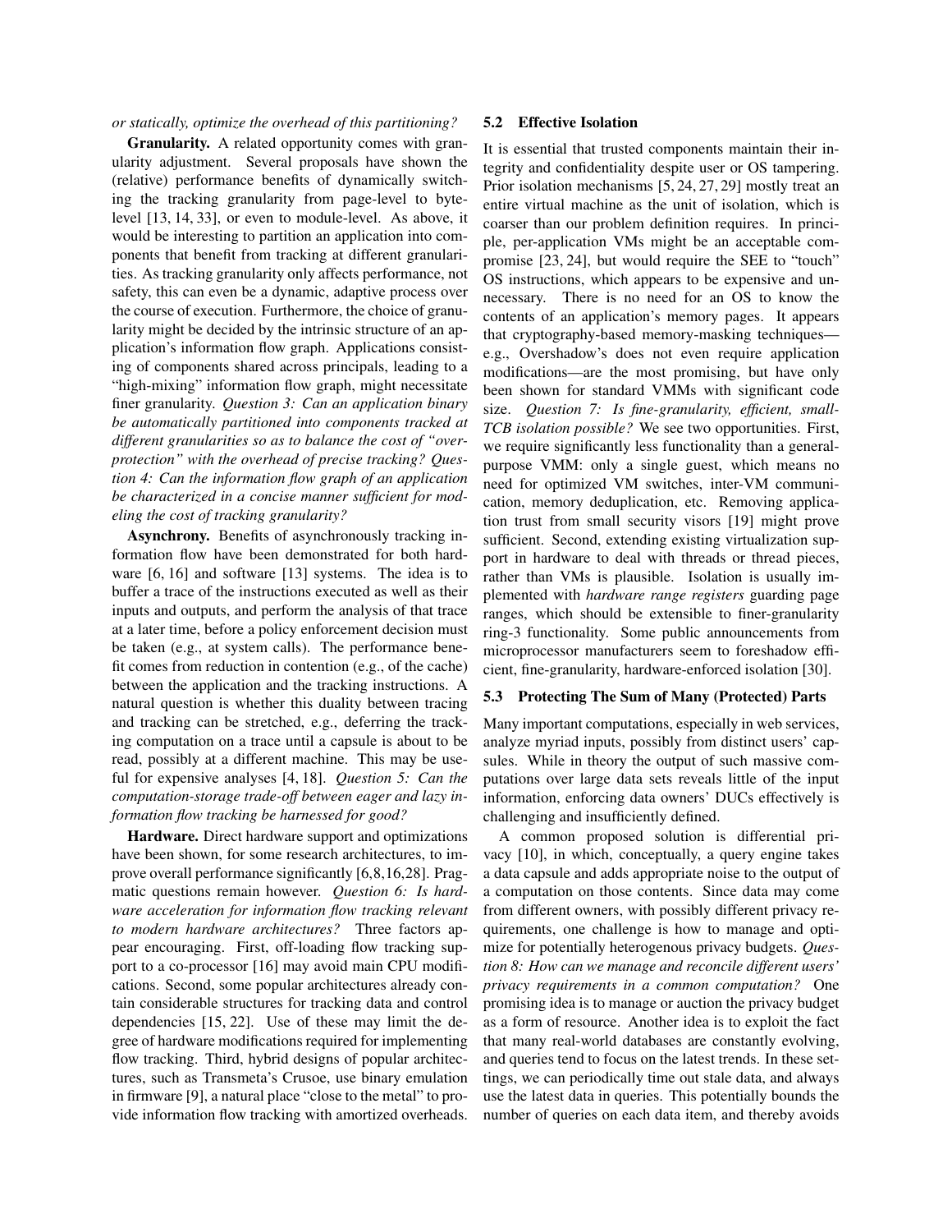*or statically, optimize the overhead of this partitioning?*

**Granularity.** A related opportunity comes with granularity adjustment. Several proposals have shown the (relative) performance benefits of dynamically switching the tracking granularity from page-level to byte-level [13, 14, 33], or even to module-level. As above, it would be interesting to partition an application into components that benefit from tracking at different granularities. As tracking granularity only affects performance, not safety, this can even be a dynamic, adaptive process over the course of execution. Furthermore, the choice of granularity might be decided by the intrinsic structure of an application's information flow graph. Applications consisting of components shared across principals, leading to a "high-mixing" information flow graph, might necessitate finer granularity. *Question 3: Can an application binary be automatically partitioned into components tracked at different granularities so as to balance the cost of "over-protection" with the overhead of precise tracking? Question 4: Can the information flow graph of an application be characterized in a concise manner sufficient for modeling the cost of tracking granularity?*

**Asynchrony.** Benefits of asynchronously tracking information flow have been demonstrated for both hardware [6, 16] and software [13] systems. The idea is to buffer a trace of the instructions executed as well as their inputs and outputs, and perform the analysis of that trace at a later time, before a policy enforcement decision must be taken (e.g., at system calls). The performance benefit comes from reduction in contention (e.g., of the cache) between the application and the tracking instructions. A natural question is whether this duality between tracing and tracking can be stretched, e.g., deferring the tracking computation on a trace until a capsule is about to be read, possibly at a different machine. This may be useful for expensive analyses [4, 18]. *Question 5: Can the computation-storage trade-off between eager and lazy information flow tracking be harnessed for good?*

**Hardware.** Direct hardware support and optimizations have been shown, for some research architectures, to improve overall performance significantly [6,8,16,28]. Pragmatic questions remain however. *Question 6: Is hardware acceleration for information flow tracking relevant to modern hardware architectures?* Three factors appear encouraging. First, off-loading flow tracking support to a co-processor [16] may avoid main CPU modifications. Second, some popular architectures already contain considerable structures for tracking data and control dependencies [15, 22]. Use of these may limit the degree of hardware modifications required for implementing flow tracking. Third, hybrid designs of popular architectures, such as Transmeta's Crusoe, use binary emulation in firmware [9], a natural place "close to the metal" to provide information flow tracking with amortized overheads.

### 5.2 Effective Isolation

It is essential that trusted components maintain their integrity and confidentiality despite user or OS tampering. Prior isolation mechanisms [5, 24, 27, 29] mostly treat an entire virtual machine as the unit of isolation, which is coarser than our problem definition requires. In principle, per-application VMs might be an acceptable compromise [23, 24], but would require the SEE to "touch" OS instructions, which appears to be expensive and unnecessary. There is no need for an OS to know the contents of an application's memory pages. It appears that cryptography-based memory-masking techniques—e.g., Overshadow's does not even require application modifications—are the most promising, but have only been shown for standard VMMs with significant code size. *Question 7: Is fine-granularity, efficient, small-TCB isolation possible?* We see two opportunities. First, we require significantly less functionality than a general-purpose VMM: only a single guest, which means no need for optimized VM switches, inter-VM communication, memory deduplication, etc. Removing application trust from small security visors [19] might prove sufficient. Second, extending existing virtualization support in hardware to deal with threads or thread pieces, rather than VMs is plausible. Isolation is usually implemented with *hardware range registers* guarding page ranges, which should be extensible to finer-granularity ring-3 functionality. Some public announcements from microprocessor manufacturers seem to foreshadow efficient, fine-granularity, hardware-enforced isolation [30].

### 5.3 Protecting The Sum of Many (Protected) Parts

Many important computations, especially in web services, analyze myriad inputs, possibly from distinct users' capsules. While in theory the output of such massive computations over large data sets reveals little of the input information, enforcing data owners' DUCs effectively is challenging and insufficiently defined.

A common proposed solution is differential privacy [10], in which, conceptually, a query engine takes a data capsule and adds appropriate noise to the output of a computation on those contents. Since data may come from different owners, with possibly different privacy requirements, one challenge is how to manage and optimize for potentially heterogeneous privacy budgets. *Question 8: How can we manage and reconcile different users' privacy requirements in a common computation?* One promising idea is to manage or auction the privacy budget as a form of resource. Another idea is to exploit the fact that many real-world databases are constantly evolving, and queries tend to focus on the latest trends. In these settings, we can periodically time out stale data, and always use the latest data in queries. This potentially bounds the number of queries on each data item, and thereby avoids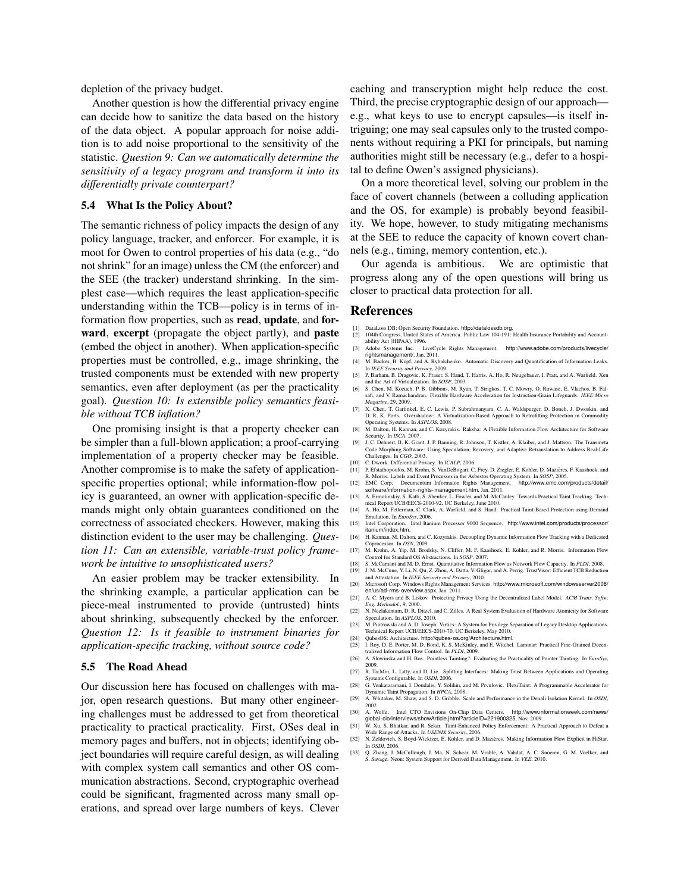depletion of the privacy budget.

Another question is how the differential privacy engine can decide how to sanitize the data based on the history of the data object. A popular approach for noise addition is to add noise proportional to the sensitivity of the statistic. *Question 9: Can we automatically determine the sensitivity of a legacy program and transform it into its differentially private counterpart?*

### 5.4 What Is the Policy About?

The semantic richness of policy impacts the design of any policy language, tracker, and enforcer. For example, it is moot for Owen to control properties of his data (e.g., "do not shrink" for an image) unless the CM (the enforcer) and the SEE (the tracker) understand shrinking. In the simplest case—which requires the least application-specific understanding within the TCB—policy is in terms of information flow properties, such as **read**, **update**, and **forward**, **excerpt** (propagate the object partly), and **paste** (embed the object in another). When application-specific properties must be controlled, e.g., image shrinking, the trusted components must be extended with new property semantics, even after deployment (as per the practicality goal). *Question 10: Is extensible policy semantics feasible without TCB inflation?*

One promising insight is that a property checker can be simpler than a full-blown application; a proof-carrying implementation of a property checker may be feasible. Another compromise is to make the safety of application-specific properties optional; while information-flow policy is guaranteed, an owner with application-specific demands might only obtain guarantees conditioned on the correctness of associated checkers. However, making this distinction evident to the user may be challenging. *Question 11: Can an extensible, variable-trust policy framework be intuitive to unsophisticated users?*

An easier problem may be tracker extensibility. In the shrinking example, a particular application can be piece-meal instrumented to provide (untrusted) hints about shrinking, subsequently checked by the enforcer. *Question 12: Is it feasible to instrument binaries for application-specific tracking, without source code?*

### 5.5 The Road Ahead

Our discussion here has focused on challenges with major, open research questions. But many other engineering challenges must be addressed to get from theoretical practicality to practical practicality. First, OSes deal in memory pages and buffers, not in objects; identifying object boundaries will require careful design, as will dealing with complex system call semantics and other OS communication abstractions. Second, cryptographic overhead could be significant, fragmented across many small operations, and spread over large numbers of keys. Clever caching and transcryption might help reduce the cost. Third, the precise cryptographic design of our approach—e.g., what keys to use to encrypt capsules—is itself intriguing; one may seal capsules only to the trusted components without requiring a PKI for principals, but naming authorities might still be necessary (e.g., defer to a hospital to define Owen's assigned physicians).

On a more theoretical level, solving our problem in the face of covert channels (between a colluding application and the OS, for example) is probably beyond feasibility. We hope, however, to study mitigating mechanisms at the SEE to reduce the capacity of known covert channels (e.g., timing, memory contention, etc.).

Our agenda is ambitious. We are optimistic that progress along any of the open questions will bring us closer to practical data protection for all.

## References

[1] DataLoss DB: Open Security Foundation. http://datalossdb.org.

[2] 104th Congress, United States of America. Public Law 104-191: Health Insurance Portability and Accountability Act (HIPAA), 1996.

[3] Adobe Systems Inc. LiveCycle Rights Management. http://www.adobe.com/products/livecycle/rightsmanagement/, Jan. 2011.

[4] M. Backes, B. Köpf, and A. Rybalchenko. Automatic Discovery and Quantification of Information Leaks. In *IEEE Security and Privacy*, 2009.

[5] P. Barham, B. Dragovic, K. Fraser, S. Hand, T. Harris, A. Ho, R. Neugebauer, I. Pratt, and A. Warfield. Xen and the Art of Virtualization. In *SOSP*, 2003.

[6] S. Chen, M. Kozuch, P. B. Gibbons, M. Ryan, T. Strigkos, T. C. Mowry, O. Ruwase, E. Vlachos, B. Falsafi, and V. Ramachandran. Flexible Hardware Acceleration for Instruction-Grain Lifeguards. *IEEE Micro Magazine*, 29, 2009.

[7] X. Chen, T. Garfinkel, E. C. Lewis, P. Subrahmanyam, C. A. Waldspurger, D. Boneh, J. Dwoskin, and D. R. K. Ports. Overshadow: A Virtualization-Based Approach to Retrofitting Protection in Commodity Operating Systems. In *ASPLOS*, 2008.

[8] M. Dalton, H. Kannan, and C. Kozyrakis. Raksha: A Flexible Information Flow Architecture for Software Security. In *ISCA*, 2007.

[9] J. C. Dehnert, B. K. Grant, J. P. Banning, R. Johnson, T. Kistler, A. Klaiber, and J. Mattson. The Transmeta Code Morphing Software: Using Speculation, Recovery, and Adaptive Retranslation to Address Real-Life Challenges. In *CGO*, 2003.

[10] C. Dwork. Differential Privacy. In *ICALP*, 2006.

[11] P. Efstathopoulos, M. Krohn, S. VanDeBogart, C. Frey, D. Ziegler, E. Kohler, D. Mazières, F. Kaashoek, and R. Morris. Labels and Event Processes in the Asbestos Operating System. In *SOSP*, 2005.

[12] EMC Corp. Documentum Informaton Rights Management. http://www.emc.com/products/detail/software/information-rights-management.htm, Jan. 2011.

[13] A. Ermolinskiy, S. Katti, S. Shenker, L. Fowler, and M. McCauley. Towards Practical Taint Tracking. Technical Report UCB/EECS-2010-92, UC Berkeley, June 2010.

[14] A. Ho, M. Fetterman, C. Clark, A. Warfield, and S. Hand. Practical Taint-Based Protection using Demand Emulation. In *EuroSys*, 2006.

[15] Intel Corporation. Intel Itanium Processor 9000 Sequence. http://www.intel.com/products/processor/itanium/index.htm.

[16] H. Kannan, M. Dalton, and C. Kozyrakis. Decoupling Dynamic Information Flow Tracking with a Dedicated Coprocessor. In *DSN*, 2009.

[17] M. Krohn, A. Yip, M. Brodsky, N. Cliffer, M. F. Kaashoek, E. Kohler, and R. Morris. Information Flow Control for Standard OS Abstractions. In *SOSP*, 2007.

[18] S. McCamant and M. D. Ernst. Quantitative Information Flow as Network Flow Capacity. In *PLDI*, 2008.

[19] J. M. McCune, Y. Li, N. Qu, Z. Zhou, A. Datta, V. Gligor, and A. Perrig. TrustVisor: Efficient TCB Reduction and Attestation. In *IEEE Security and Privacy*, 2010.

[20] Microsoft Corp. Windows Rights Management Services. http://www.microsoft.com/windowsserver2008/en/us/ad-rms-overview.aspx, Jan. 2011.

[21] A. C. Myers and B. Liskov. Protecting Privacy Using the Decentralized Label Model. *ACM Trans. Softw. Eng. Methodol.*, 9, 2000.

[22] N. Neelakantam, D. R. Ditzel, and C. Zilles. A Real System Evaluation of Hardware Atomicity for Software Speculation. In *ASPLOS*, 2010.

[23] M. Piotrowski and A. D. Joseph. Virtics: A System for Privilege Separation of Legacy Desktop Applications. Technical Report UCB/EECS-2010-70, UC Berkeley, May 2010.

[24] QubesOS: Architecture. http://qubes-os.org/Architecture.html.

[25] I. Roy, D. E. Porter, M. D. Bond, K. S. McKinley, and E. Witchel. Laminar: Practical Fine-Grained Decentralized Information Flow Control. In *PLDI*, 2009.

[26] A. Slowinska and H. Bos. Pointless Tainting?: Evaluating the Practicality of Pointer Tainting. In *EuroSys*, 2009.

[27] R. Ta-Min, L. Litty, and D. Lie. Splitting Interfaces: Making Trust Between Applications and Operating Systems Configurable. In *OSDI*, 2006.

[28] G. Venkataramani, I. Doudalis, Y. Solihin, and M. Prvulovic. FlexiTaint: A Programmable Accelerator for Dynamic Taint Propagation. In *HPCA*, 2008.

[29] A. Whitaker, M. Shaw, and S. D. Gribble. Scale and Performance in the Denali Isolation Kernel. In *OSDI*, 2002.

[30] A. Wolfe. Intel CTO Envisions On-Chip Data Centers. http://www.informationweek.com/news/global-cio/interviews/showArticle.jhtml?articleID=221900325, Nov. 2009.

[31] W. Xu, S. Bhatkar, and R. Sekar. Taint-Enhanced Policy Enforcement: A Practical Approach to Defeat a Wide Range of Attacks. In *USENIX Security*, 2006.

[32] N. Zeldovich, S. Boyd-Wickizer, E. Kohler, and D. Mazières. Making Information Flow Explicit in HiStar. In *OSDI*, 2006.

[33] Q. Zhang, J. McCullough, J. Ma, N. Schear, M. Vrable, A. Vahdat, A. C. Snoeren, G. M. Voelker, and S. Savage. Neon: System Support for Derived Data Management. In *VEE*, 2010.